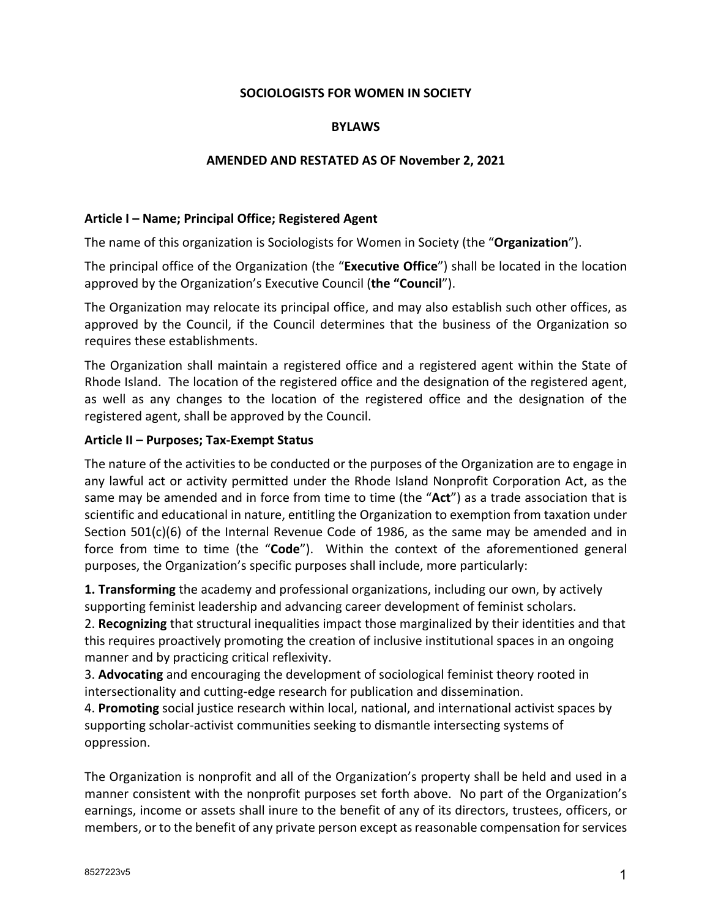# SOCIOLOGISTS FOR WOMEN IN SOCIETY

## BYLAWS

## AMENDED AND RESTATED AS OF November 2, 2021

### Article I – Name; Principal Office; Registered Agent

The name of this organization is Sociologists for Women in Society (the "**Organization**").

The principal office of the Organization (the "**Executive Office**") shall be located in the location approved by the Organization's Executive Council (**the "Council**").

The Organization may relocate its principal office, and may also establish such other offices, as approved by the Council, if the Council determines that the business of the Organization so requires these establishments.

The Organization shall maintain a registered office and a registered agent within the State of Rhode Island. The location of the registered office and the designation of the registered agent, as well as any changes to the location of the registered office and the designation of the registered agent, shall be approved by the Council.

### Article II – Purposes; Tax-Exempt Status

The nature of the activities to be conducted or the purposes of the Organization are to engage in any lawful act or activity permitted under the Rhode Island Nonprofit Corporation Act, as the same may be amended and in force from time to time (the "**Act**") as a trade association that is scientific and educational in nature, entitling the Organization to exemption from taxation under Section 501(c)(6) of the Internal Revenue Code of 1986, as the same may be amended and in force from time to time (the "**Code**"). Within the context of the aforementioned general purposes, the Organization's specific purposes shall include, more particularly:

**1. Transforming** the academy and professional organizations, including our own, by actively supporting feminist leadership and advancing career development of feminist scholars.
2. **Recognizing** that structural inequalities impact those marginalized by their identities and that this requires proactively promoting the creation of inclusive institutional spaces in an ongoing manner and by practicing critical reflexivity.
3. **Advocating** and encouraging the development of sociological feminist theory rooted in intersectionality and cutting-edge research for publication and dissemination.
4. **Promoting** social justice research within local, national, and international activist spaces by supporting scholar-activist communities seeking to dismantle intersecting systems of oppression.

The Organization is nonprofit and all of the Organization's property shall be held and used in a manner consistent with the nonprofit purposes set forth above. No part of the Organization's earnings, income or assets shall inure to the benefit of any of its directors, trustees, officers, or members, or to the benefit of any private person except as reasonable compensation for services

8527223v5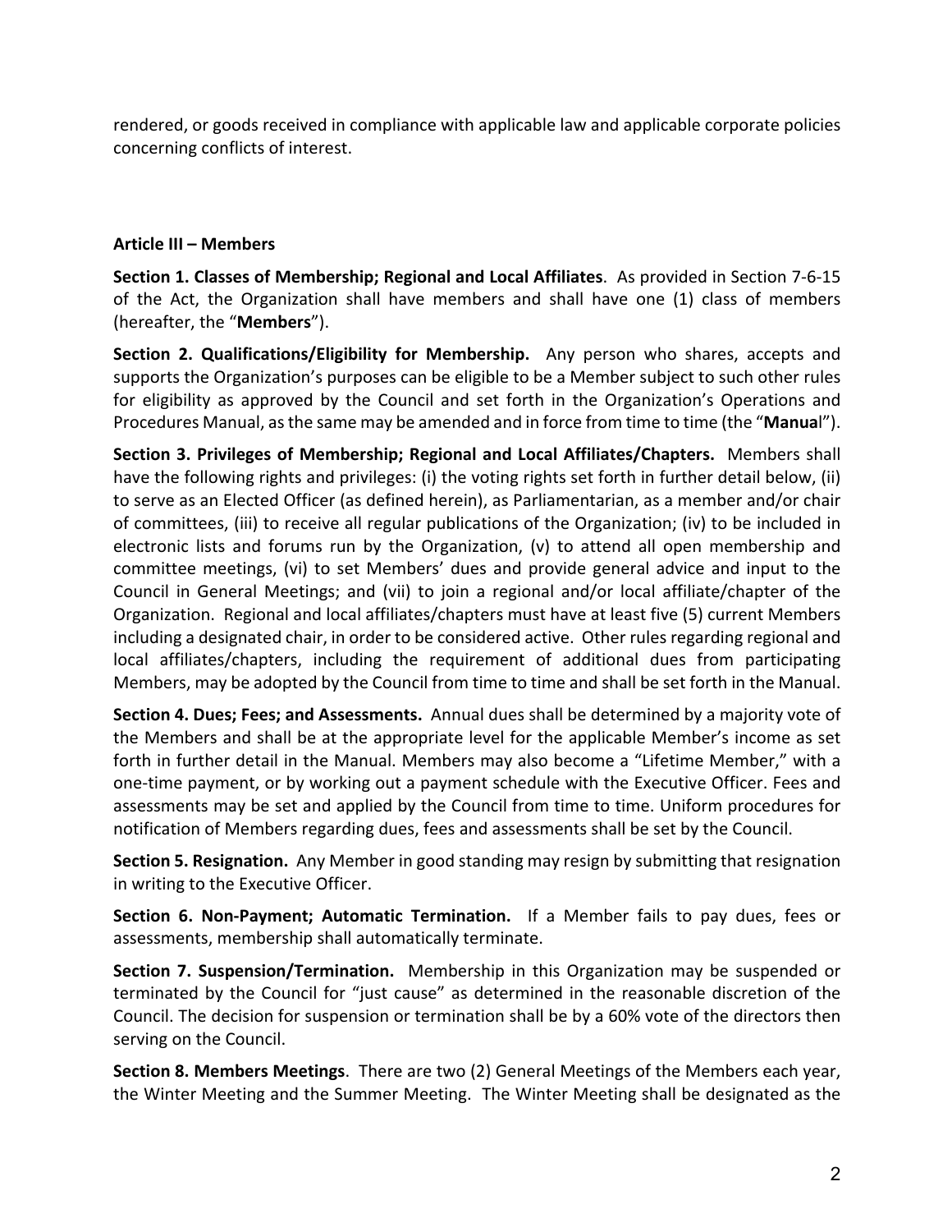rendered, or goods received in compliance with applicable law and applicable corporate policies concerning conflicts of interest.

## Article III – Members

**Section 1. Classes of Membership; Regional and Local Affiliates**. As provided in Section 7-6-15 of the Act, the Organization shall have members and shall have one (1) class of members (hereafter, the "**Members**").

**Section 2. Qualifications/Eligibility for Membership.** Any person who shares, accepts and supports the Organization's purposes can be eligible to be a Member subject to such other rules for eligibility as approved by the Council and set forth in the Organization's Operations and Procedures Manual, as the same may be amended and in force from time to time (the "**Manual**").

**Section 3. Privileges of Membership; Regional and Local Affiliates/Chapters.** Members shall have the following rights and privileges: (i) the voting rights set forth in further detail below, (ii) to serve as an Elected Officer (as defined herein), as Parliamentarian, as a member and/or chair of committees, (iii) to receive all regular publications of the Organization; (iv) to be included in electronic lists and forums run by the Organization, (v) to attend all open membership and committee meetings, (vi) to set Members' dues and provide general advice and input to the Council in General Meetings; and (vii) to join a regional and/or local affiliate/chapter of the Organization. Regional and local affiliates/chapters must have at least five (5) current Members including a designated chair, in order to be considered active. Other rules regarding regional and local affiliates/chapters, including the requirement of additional dues from participating Members, may be adopted by the Council from time to time and shall be set forth in the Manual.

**Section 4. Dues; Fees; and Assessments.** Annual dues shall be determined by a majority vote of the Members and shall be at the appropriate level for the applicable Member's income as set forth in further detail in the Manual. Members may also become a "Lifetime Member," with a one-time payment, or by working out a payment schedule with the Executive Officer. Fees and assessments may be set and applied by the Council from time to time. Uniform procedures for notification of Members regarding dues, fees and assessments shall be set by the Council.

**Section 5. Resignation.** Any Member in good standing may resign by submitting that resignation in writing to the Executive Officer.

**Section 6. Non-Payment; Automatic Termination.** If a Member fails to pay dues, fees or assessments, membership shall automatically terminate.

**Section 7. Suspension/Termination.** Membership in this Organization may be suspended or terminated by the Council for "just cause" as determined in the reasonable discretion of the Council. The decision for suspension or termination shall be by a 60% vote of the directors then serving on the Council.

**Section 8. Members Meetings**. There are two (2) General Meetings of the Members each year, the Winter Meeting and the Summer Meeting. The Winter Meeting shall be designated as the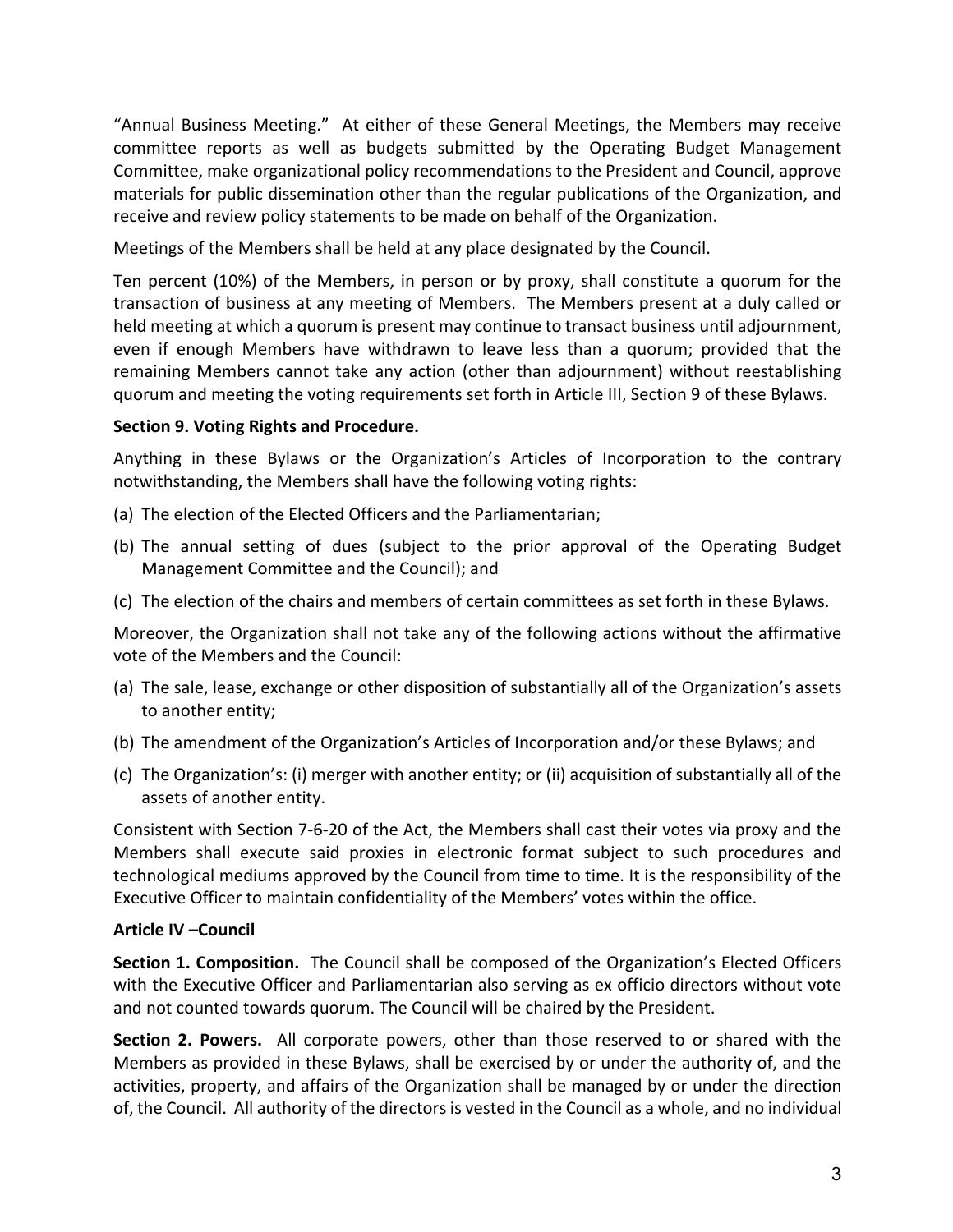"Annual Business Meeting." At either of these General Meetings, the Members may receive committee reports as well as budgets submitted by the Operating Budget Management Committee, make organizational policy recommendations to the President and Council, approve materials for public dissemination other than the regular publications of the Organization, and receive and review policy statements to be made on behalf of the Organization.

Meetings of the Members shall be held at any place designated by the Council.

Ten percent (10%) of the Members, in person or by proxy, shall constitute a quorum for the transaction of business at any meeting of Members. The Members present at a duly called or held meeting at which a quorum is present may continue to transact business until adjournment, even if enough Members have withdrawn to leave less than a quorum; provided that the remaining Members cannot take any action (other than adjournment) without reestablishing quorum and meeting the voting requirements set forth in Article III, Section 9 of these Bylaws.

**Section 9. Voting Rights and Procedure.**

Anything in these Bylaws or the Organization's Articles of Incorporation to the contrary notwithstanding, the Members shall have the following voting rights:

(a) The election of the Elected Officers and the Parliamentarian;

(b) The annual setting of dues (subject to the prior approval of the Operating Budget Management Committee and the Council); and

(c) The election of the chairs and members of certain committees as set forth in these Bylaws.

Moreover, the Organization shall not take any of the following actions without the affirmative vote of the Members and the Council:

(a) The sale, lease, exchange or other disposition of substantially all of the Organization's assets to another entity;

(b) The amendment of the Organization's Articles of Incorporation and/or these Bylaws; and

(c) The Organization's: (i) merger with another entity; or (ii) acquisition of substantially all of the assets of another entity.

Consistent with Section 7-6-20 of the Act, the Members shall cast their votes via proxy and the Members shall execute said proxies in electronic format subject to such procedures and technological mediums approved by the Council from time to time. It is the responsibility of the Executive Officer to maintain confidentiality of the Members' votes within the office.

**Article IV –Council**

**Section 1. Composition.** The Council shall be composed of the Organization's Elected Officers with the Executive Officer and Parliamentarian also serving as ex officio directors without vote and not counted towards quorum. The Council will be chaired by the President.

**Section 2. Powers.** All corporate powers, other than those reserved to or shared with the Members as provided in these Bylaws, shall be exercised by or under the authority of, and the activities, property, and affairs of the Organization shall be managed by or under the direction of, the Council. All authority of the directors is vested in the Council as a whole, and no individual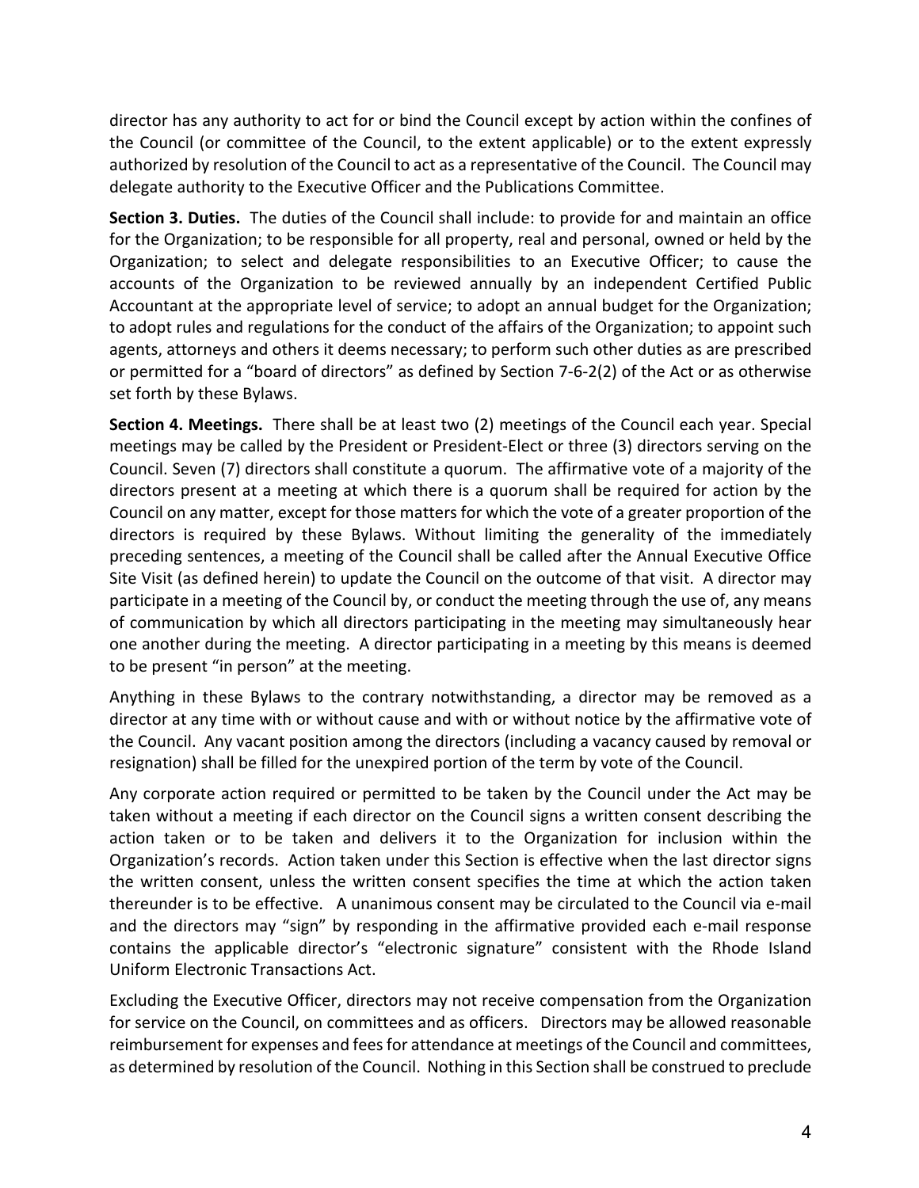director has any authority to act for or bind the Council except by action within the confines of the Council (or committee of the Council, to the extent applicable) or to the extent expressly authorized by resolution of the Council to act as a representative of the Council. The Council may delegate authority to the Executive Officer and the Publications Committee.

**Section 3. Duties.** The duties of the Council shall include: to provide for and maintain an office for the Organization; to be responsible for all property, real and personal, owned or held by the Organization; to select and delegate responsibilities to an Executive Officer; to cause the accounts of the Organization to be reviewed annually by an independent Certified Public Accountant at the appropriate level of service; to adopt an annual budget for the Organization; to adopt rules and regulations for the conduct of the affairs of the Organization; to appoint such agents, attorneys and others it deems necessary; to perform such other duties as are prescribed or permitted for a "board of directors" as defined by Section 7-6-2(2) of the Act or as otherwise set forth by these Bylaws.

**Section 4. Meetings.** There shall be at least two (2) meetings of the Council each year. Special meetings may be called by the President or President-Elect or three (3) directors serving on the Council. Seven (7) directors shall constitute a quorum. The affirmative vote of a majority of the directors present at a meeting at which there is a quorum shall be required for action by the Council on any matter, except for those matters for which the vote of a greater proportion of the directors is required by these Bylaws. Without limiting the generality of the immediately preceding sentences, a meeting of the Council shall be called after the Annual Executive Office Site Visit (as defined herein) to update the Council on the outcome of that visit. A director may participate in a meeting of the Council by, or conduct the meeting through the use of, any means of communication by which all directors participating in the meeting may simultaneously hear one another during the meeting. A director participating in a meeting by this means is deemed to be present "in person" at the meeting.

Anything in these Bylaws to the contrary notwithstanding, a director may be removed as a director at any time with or without cause and with or without notice by the affirmative vote of the Council. Any vacant position among the directors (including a vacancy caused by removal or resignation) shall be filled for the unexpired portion of the term by vote of the Council.

Any corporate action required or permitted to be taken by the Council under the Act may be taken without a meeting if each director on the Council signs a written consent describing the action taken or to be taken and delivers it to the Organization for inclusion within the Organization's records. Action taken under this Section is effective when the last director signs the written consent, unless the written consent specifies the time at which the action taken thereunder is to be effective. A unanimous consent may be circulated to the Council via e-mail and the directors may "sign" by responding in the affirmative provided each e-mail response contains the applicable director's "electronic signature" consistent with the Rhode Island Uniform Electronic Transactions Act.

Excluding the Executive Officer, directors may not receive compensation from the Organization for service on the Council, on committees and as officers. Directors may be allowed reasonable reimbursement for expenses and fees for attendance at meetings of the Council and committees, as determined by resolution of the Council. Nothing in this Section shall be construed to preclude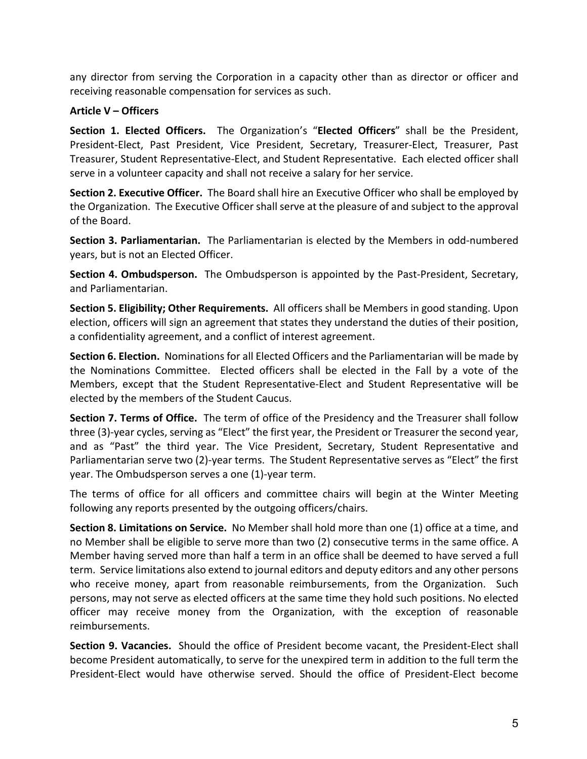any director from serving the Corporation in a capacity other than as director or officer and receiving reasonable compensation for services as such.

**Article V – Officers**

**Section 1. Elected Officers.** The Organization's "**Elected Officers**" shall be the President, President-Elect, Past President, Vice President, Secretary, Treasurer-Elect, Treasurer, Past Treasurer, Student Representative-Elect, and Student Representative. Each elected officer shall serve in a volunteer capacity and shall not receive a salary for her service.

**Section 2. Executive Officer.** The Board shall hire an Executive Officer who shall be employed by the Organization. The Executive Officer shall serve at the pleasure of and subject to the approval of the Board.

**Section 3. Parliamentarian.** The Parliamentarian is elected by the Members in odd-numbered years, but is not an Elected Officer.

**Section 4. Ombudsperson.** The Ombudsperson is appointed by the Past-President, Secretary, and Parliamentarian.

**Section 5. Eligibility; Other Requirements.** All officers shall be Members in good standing. Upon election, officers will sign an agreement that states they understand the duties of their position, a confidentiality agreement, and a conflict of interest agreement.

**Section 6. Election.** Nominations for all Elected Officers and the Parliamentarian will be made by the Nominations Committee. Elected officers shall be elected in the Fall by a vote of the Members, except that the Student Representative-Elect and Student Representative will be elected by the members of the Student Caucus.

**Section 7. Terms of Office.** The term of office of the Presidency and the Treasurer shall follow three (3)-year cycles, serving as "Elect" the first year, the President or Treasurer the second year, and as "Past" the third year. The Vice President, Secretary, Student Representative and Parliamentarian serve two (2)-year terms. The Student Representative serves as "Elect" the first year. The Ombudsperson serves a one (1)-year term.

The terms of office for all officers and committee chairs will begin at the Winter Meeting following any reports presented by the outgoing officers/chairs.

**Section 8. Limitations on Service.** No Member shall hold more than one (1) office at a time, and no Member shall be eligible to serve more than two (2) consecutive terms in the same office. A Member having served more than half a term in an office shall be deemed to have served a full term. Service limitations also extend to journal editors and deputy editors and any other persons who receive money, apart from reasonable reimbursements, from the Organization. Such persons, may not serve as elected officers at the same time they hold such positions. No elected officer may receive money from the Organization, with the exception of reasonable reimbursements.

**Section 9. Vacancies.** Should the office of President become vacant, the President-Elect shall become President automatically, to serve for the unexpired term in addition to the full term the President-Elect would have otherwise served. Should the office of President-Elect become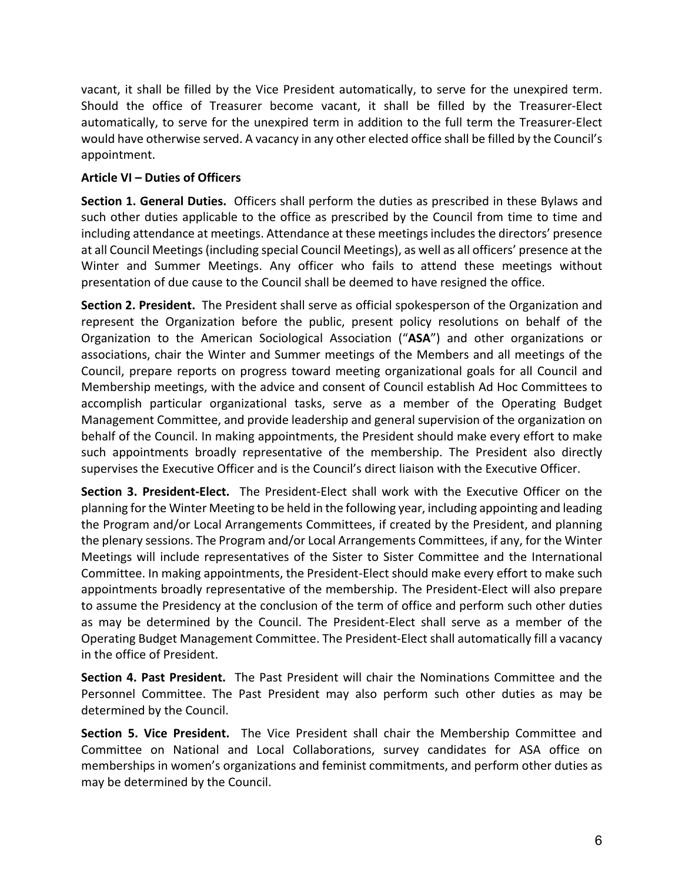vacant, it shall be filled by the Vice President automatically, to serve for the unexpired term. Should the office of Treasurer become vacant, it shall be filled by the Treasurer-Elect automatically, to serve for the unexpired term in addition to the full term the Treasurer-Elect would have otherwise served. A vacancy in any other elected office shall be filled by the Council's appointment.

**Article VI – Duties of Officers**

**Section 1. General Duties.** Officers shall perform the duties as prescribed in these Bylaws and such other duties applicable to the office as prescribed by the Council from time to time and including attendance at meetings. Attendance at these meetings includes the directors' presence at all Council Meetings (including special Council Meetings), as well as all officers' presence at the Winter and Summer Meetings. Any officer who fails to attend these meetings without presentation of due cause to the Council shall be deemed to have resigned the office.

**Section 2. President.** The President shall serve as official spokesperson of the Organization and represent the Organization before the public, present policy resolutions on behalf of the Organization to the American Sociological Association ("**ASA**") and other organizations or associations, chair the Winter and Summer meetings of the Members and all meetings of the Council, prepare reports on progress toward meeting organizational goals for all Council and Membership meetings, with the advice and consent of Council establish Ad Hoc Committees to accomplish particular organizational tasks, serve as a member of the Operating Budget Management Committee, and provide leadership and general supervision of the organization on behalf of the Council. In making appointments, the President should make every effort to make such appointments broadly representative of the membership. The President also directly supervises the Executive Officer and is the Council's direct liaison with the Executive Officer.

**Section 3. President-Elect.** The President-Elect shall work with the Executive Officer on the planning for the Winter Meeting to be held in the following year, including appointing and leading the Program and/or Local Arrangements Committees, if created by the President, and planning the plenary sessions. The Program and/or Local Arrangements Committees, if any, for the Winter Meetings will include representatives of the Sister to Sister Committee and the International Committee. In making appointments, the President-Elect should make every effort to make such appointments broadly representative of the membership. The President-Elect will also prepare to assume the Presidency at the conclusion of the term of office and perform such other duties as may be determined by the Council. The President-Elect shall serve as a member of the Operating Budget Management Committee. The President-Elect shall automatically fill a vacancy in the office of President.

**Section 4. Past President.** The Past President will chair the Nominations Committee and the Personnel Committee. The Past President may also perform such other duties as may be determined by the Council.

**Section 5. Vice President.** The Vice President shall chair the Membership Committee and Committee on National and Local Collaborations, survey candidates for ASA office on memberships in women's organizations and feminist commitments, and perform other duties as may be determined by the Council.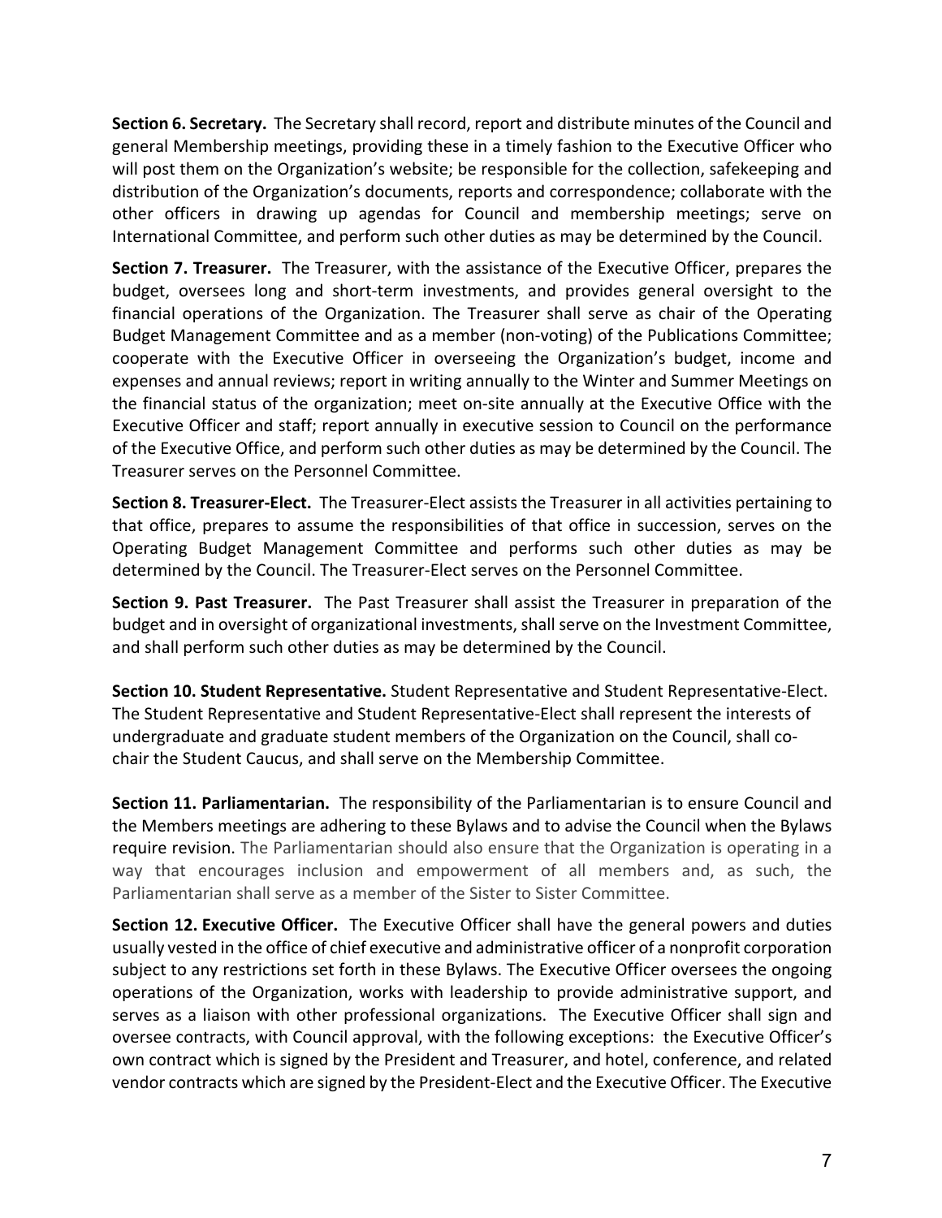**Section 6. Secretary.** The Secretary shall record, report and distribute minutes of the Council and general Membership meetings, providing these in a timely fashion to the Executive Officer who will post them on the Organization's website; be responsible for the collection, safekeeping and distribution of the Organization's documents, reports and correspondence; collaborate with the other officers in drawing up agendas for Council and membership meetings; serve on International Committee, and perform such other duties as may be determined by the Council.

**Section 7. Treasurer.** The Treasurer, with the assistance of the Executive Officer, prepares the budget, oversees long and short-term investments, and provides general oversight to the financial operations of the Organization. The Treasurer shall serve as chair of the Operating Budget Management Committee and as a member (non-voting) of the Publications Committee; cooperate with the Executive Officer in overseeing the Organization's budget, income and expenses and annual reviews; report in writing annually to the Winter and Summer Meetings on the financial status of the organization; meet on-site annually at the Executive Office with the Executive Officer and staff; report annually in executive session to Council on the performance of the Executive Office, and perform such other duties as may be determined by the Council. The Treasurer serves on the Personnel Committee.

**Section 8. Treasurer-Elect.** The Treasurer-Elect assists the Treasurer in all activities pertaining to that office, prepares to assume the responsibilities of that office in succession, serves on the Operating Budget Management Committee and performs such other duties as may be determined by the Council. The Treasurer-Elect serves on the Personnel Committee.

**Section 9. Past Treasurer.** The Past Treasurer shall assist the Treasurer in preparation of the budget and in oversight of organizational investments, shall serve on the Investment Committee, and shall perform such other duties as may be determined by the Council.

**Section 10. Student Representative.** Student Representative and Student Representative-Elect. The Student Representative and Student Representative-Elect shall represent the interests of undergraduate and graduate student members of the Organization on the Council, shall co-chair the Student Caucus, and shall serve on the Membership Committee.

**Section 11. Parliamentarian.** The responsibility of the Parliamentarian is to ensure Council and the Members meetings are adhering to these Bylaws and to advise the Council when the Bylaws require revision. The Parliamentarian should also ensure that the Organization is operating in a way that encourages inclusion and empowerment of all members and, as such, the Parliamentarian shall serve as a member of the Sister to Sister Committee.

**Section 12. Executive Officer.** The Executive Officer shall have the general powers and duties usually vested in the office of chief executive and administrative officer of a nonprofit corporation subject to any restrictions set forth in these Bylaws. The Executive Officer oversees the ongoing operations of the Organization, works with leadership to provide administrative support, and serves as a liaison with other professional organizations. The Executive Officer shall sign and oversee contracts, with Council approval, with the following exceptions: the Executive Officer's own contract which is signed by the President and Treasurer, and hotel, conference, and related vendor contracts which are signed by the President-Elect and the Executive Officer. The Executive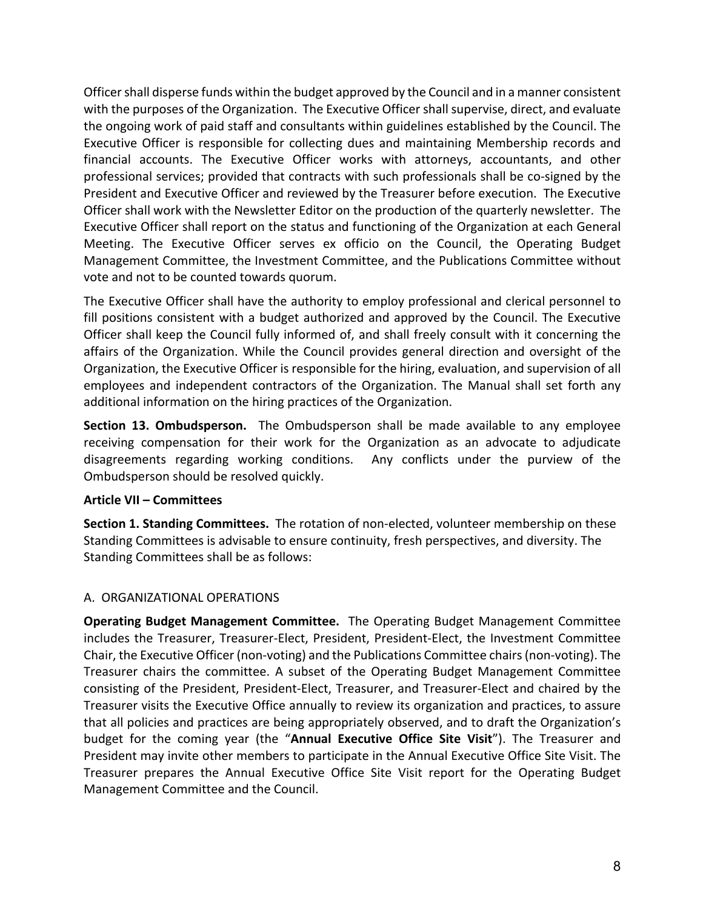Officer shall disperse funds within the budget approved by the Council and in a manner consistent with the purposes of the Organization. The Executive Officer shall supervise, direct, and evaluate the ongoing work of paid staff and consultants within guidelines established by the Council. The Executive Officer is responsible for collecting dues and maintaining Membership records and financial accounts. The Executive Officer works with attorneys, accountants, and other professional services; provided that contracts with such professionals shall be co-signed by the President and Executive Officer and reviewed by the Treasurer before execution. The Executive Officer shall work with the Newsletter Editor on the production of the quarterly newsletter. The Executive Officer shall report on the status and functioning of the Organization at each General Meeting. The Executive Officer serves ex officio on the Council, the Operating Budget Management Committee, the Investment Committee, and the Publications Committee without vote and not to be counted towards quorum.

The Executive Officer shall have the authority to employ professional and clerical personnel to fill positions consistent with a budget authorized and approved by the Council. The Executive Officer shall keep the Council fully informed of, and shall freely consult with it concerning the affairs of the Organization. While the Council provides general direction and oversight of the Organization, the Executive Officer is responsible for the hiring, evaluation, and supervision of all employees and independent contractors of the Organization. The Manual shall set forth any additional information on the hiring practices of the Organization.

**Section 13. Ombudsperson.** The Ombudsperson shall be made available to any employee receiving compensation for their work for the Organization as an advocate to adjudicate disagreements regarding working conditions. Any conflicts under the purview of the Ombudsperson should be resolved quickly.

**Article VII – Committees**

**Section 1. Standing Committees.** The rotation of non-elected, volunteer membership on these Standing Committees is advisable to ensure continuity, fresh perspectives, and diversity. The Standing Committees shall be as follows:

A. ORGANIZATIONAL OPERATIONS

**Operating Budget Management Committee.** The Operating Budget Management Committee includes the Treasurer, Treasurer-Elect, President, President-Elect, the Investment Committee Chair, the Executive Officer (non-voting) and the Publications Committee chairs (non-voting). The Treasurer chairs the committee. A subset of the Operating Budget Management Committee consisting of the President, President-Elect, Treasurer, and Treasurer-Elect and chaired by the Treasurer visits the Executive Office annually to review its organization and practices, to assure that all policies and practices are being appropriately observed, and to draft the Organization's budget for the coming year (the "**Annual Executive Office Site Visit**"). The Treasurer and President may invite other members to participate in the Annual Executive Office Site Visit. The Treasurer prepares the Annual Executive Office Site Visit report for the Operating Budget Management Committee and the Council.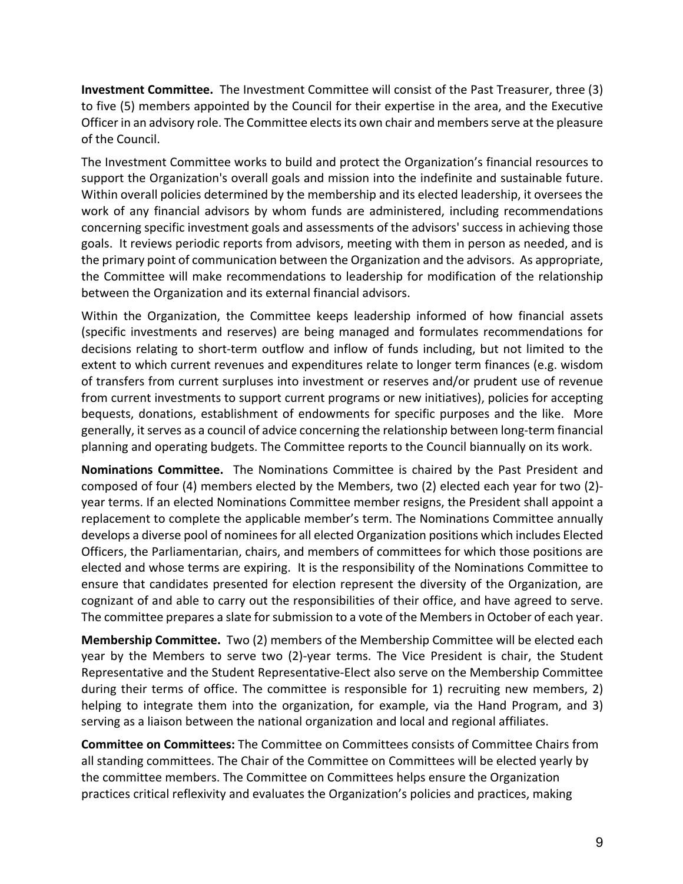**Investment Committee.** The Investment Committee will consist of the Past Treasurer, three (3) to five (5) members appointed by the Council for their expertise in the area, and the Executive Officer in an advisory role. The Committee elects its own chair and members serve at the pleasure of the Council.

The Investment Committee works to build and protect the Organization's financial resources to support the Organization's overall goals and mission into the indefinite and sustainable future. Within overall policies determined by the membership and its elected leadership, it oversees the work of any financial advisors by whom funds are administered, including recommendations concerning specific investment goals and assessments of the advisors' success in achieving those goals. It reviews periodic reports from advisors, meeting with them in person as needed, and is the primary point of communication between the Organization and the advisors. As appropriate, the Committee will make recommendations to leadership for modification of the relationship between the Organization and its external financial advisors.

Within the Organization, the Committee keeps leadership informed of how financial assets (specific investments and reserves) are being managed and formulates recommendations for decisions relating to short-term outflow and inflow of funds including, but not limited to the extent to which current revenues and expenditures relate to longer term finances (e.g. wisdom of transfers from current surpluses into investment or reserves and/or prudent use of revenue from current investments to support current programs or new initiatives), policies for accepting bequests, donations, establishment of endowments for specific purposes and the like. More generally, it serves as a council of advice concerning the relationship between long-term financial planning and operating budgets. The Committee reports to the Council biannually on its work.

**Nominations Committee.** The Nominations Committee is chaired by the Past President and composed of four (4) members elected by the Members, two (2) elected each year for two (2)-year terms. If an elected Nominations Committee member resigns, the President shall appoint a replacement to complete the applicable member's term. The Nominations Committee annually develops a diverse pool of nominees for all elected Organization positions which includes Elected Officers, the Parliamentarian, chairs, and members of committees for which those positions are elected and whose terms are expiring. It is the responsibility of the Nominations Committee to ensure that candidates presented for election represent the diversity of the Organization, are cognizant of and able to carry out the responsibilities of their office, and have agreed to serve. The committee prepares a slate for submission to a vote of the Members in October of each year.

**Membership Committee.** Two (2) members of the Membership Committee will be elected each year by the Members to serve two (2)-year terms. The Vice President is chair, the Student Representative and the Student Representative-Elect also serve on the Membership Committee during their terms of office. The committee is responsible for 1) recruiting new members, 2) helping to integrate them into the organization, for example, via the Hand Program, and 3) serving as a liaison between the national organization and local and regional affiliates.

**Committee on Committees:** The Committee on Committees consists of Committee Chairs from all standing committees. The Chair of the Committee on Committees will be elected yearly by the committee members. The Committee on Committees helps ensure the Organization practices critical reflexivity and evaluates the Organization's policies and practices, making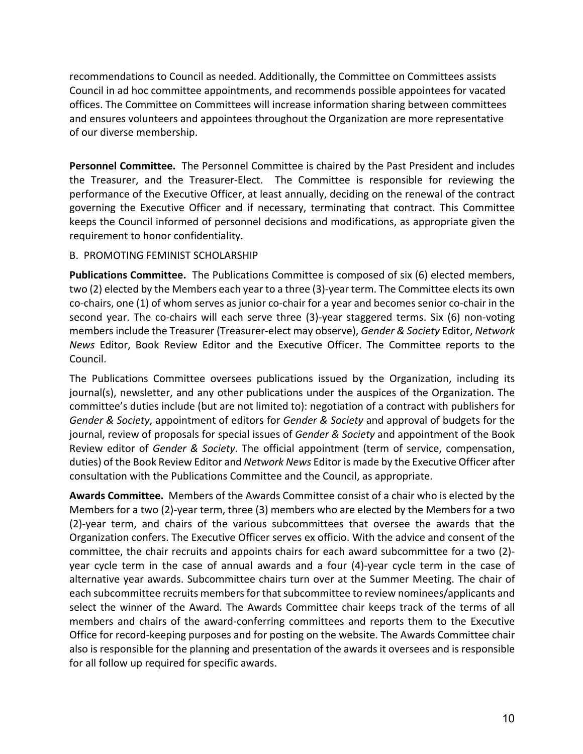recommendations to Council as needed. Additionally, the Committee on Committees assists Council in ad hoc committee appointments, and recommends possible appointees for vacated offices. The Committee on Committees will increase information sharing between committees and ensures volunteers and appointees throughout the Organization are more representative of our diverse membership.

**Personnel Committee.** The Personnel Committee is chaired by the Past President and includes the Treasurer, and the Treasurer-Elect. The Committee is responsible for reviewing the performance of the Executive Officer, at least annually, deciding on the renewal of the contract governing the Executive Officer and if necessary, terminating that contract. This Committee keeps the Council informed of personnel decisions and modifications, as appropriate given the requirement to honor confidentiality.

B. PROMOTING FEMINIST SCHOLARSHIP

**Publications Committee.** The Publications Committee is composed of six (6) elected members, two (2) elected by the Members each year to a three (3)-year term. The Committee elects its own co-chairs, one (1) of whom serves as junior co-chair for a year and becomes senior co-chair in the second year. The co-chairs will each serve three (3)-year staggered terms. Six (6) non-voting members include the Treasurer (Treasurer-elect may observe), *Gender & Society* Editor, *Network News* Editor, Book Review Editor and the Executive Officer. The Committee reports to the Council.

The Publications Committee oversees publications issued by the Organization, including its journal(s), newsletter, and any other publications under the auspices of the Organization. The committee's duties include (but are not limited to): negotiation of a contract with publishers for *Gender & Society*, appointment of editors for *Gender & Society* and approval of budgets for the journal, review of proposals for special issues of *Gender & Society* and appointment of the Book Review editor of *Gender & Society*. The official appointment (term of service, compensation, duties) of the Book Review Editor and *Network News* Editor is made by the Executive Officer after consultation with the Publications Committee and the Council, as appropriate.

**Awards Committee.** Members of the Awards Committee consist of a chair who is elected by the Members for a two (2)-year term, three (3) members who are elected by the Members for a two (2)-year term, and chairs of the various subcommittees that oversee the awards that the Organization confers. The Executive Officer serves ex officio. With the advice and consent of the committee, the chair recruits and appoints chairs for each award subcommittee for a two (2)-year cycle term in the case of annual awards and a four (4)-year cycle term in the case of alternative year awards. Subcommittee chairs turn over at the Summer Meeting. The chair of each subcommittee recruits members for that subcommittee to review nominees/applicants and select the winner of the Award. The Awards Committee chair keeps track of the terms of all members and chairs of the award-conferring committees and reports them to the Executive Office for record-keeping purposes and for posting on the website. The Awards Committee chair also is responsible for the planning and presentation of the awards it oversees and is responsible for all follow up required for specific awards.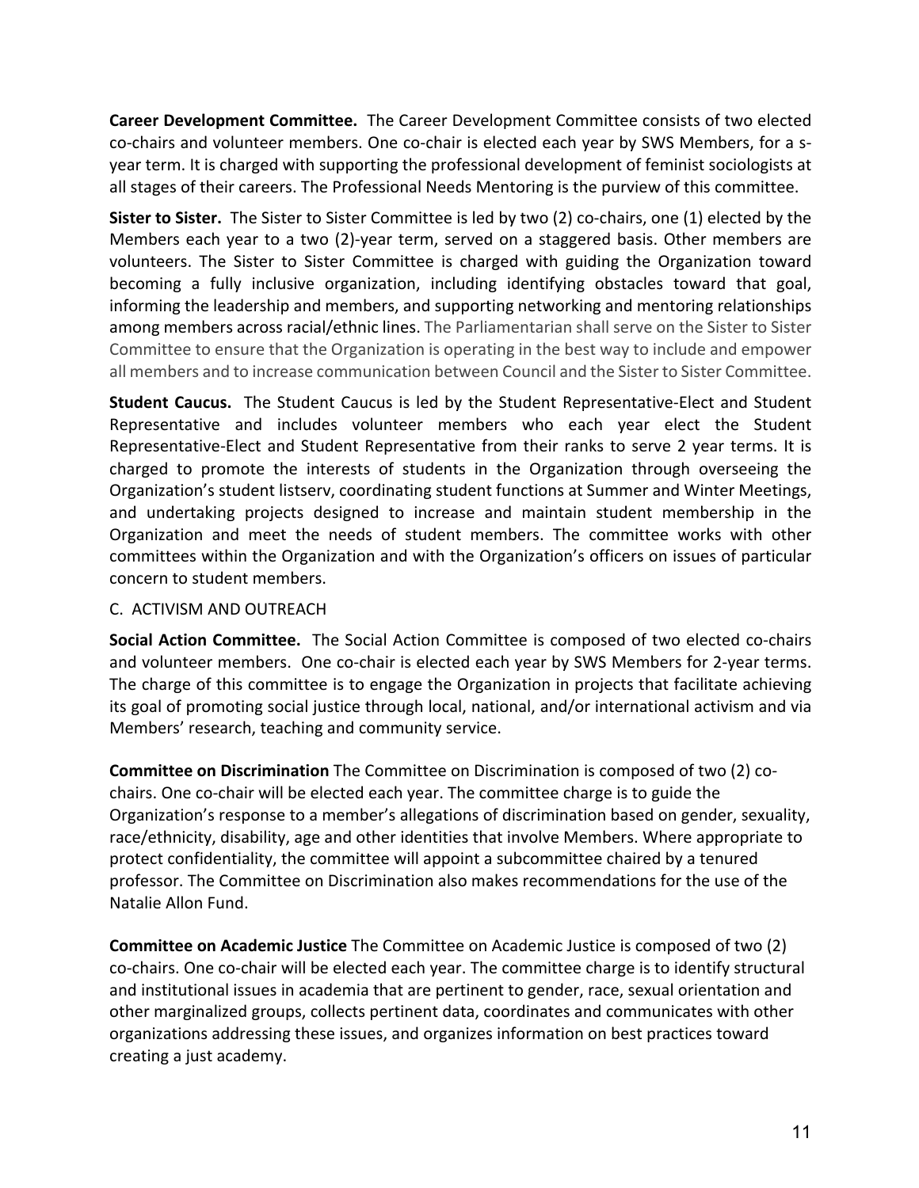**Career Development Committee.** The Career Development Committee consists of two elected co-chairs and volunteer members. One co-chair is elected each year by SWS Members, for a s-year term. It is charged with supporting the professional development of feminist sociologists at all stages of their careers. The Professional Needs Mentoring is the purview of this committee.

**Sister to Sister.** The Sister to Sister Committee is led by two (2) co-chairs, one (1) elected by the Members each year to a two (2)-year term, served on a staggered basis. Other members are volunteers. The Sister to Sister Committee is charged with guiding the Organization toward becoming a fully inclusive organization, including identifying obstacles toward that goal, informing the leadership and members, and supporting networking and mentoring relationships among members across racial/ethnic lines. The Parliamentarian shall serve on the Sister to Sister Committee to ensure that the Organization is operating in the best way to include and empower all members and to increase communication between Council and the Sister to Sister Committee.

**Student Caucus.** The Student Caucus is led by the Student Representative-Elect and Student Representative and includes volunteer members who each year elect the Student Representative-Elect and Student Representative from their ranks to serve 2 year terms. It is charged to promote the interests of students in the Organization through overseeing the Organization's student listserv, coordinating student functions at Summer and Winter Meetings, and undertaking projects designed to increase and maintain student membership in the Organization and meet the needs of student members. The committee works with other committees within the Organization and with the Organization's officers on issues of particular concern to student members.

C. ACTIVISM AND OUTREACH

**Social Action Committee.** The Social Action Committee is composed of two elected co-chairs and volunteer members. One co-chair is elected each year by SWS Members for 2-year terms. The charge of this committee is to engage the Organization in projects that facilitate achieving its goal of promoting social justice through local, national, and/or international activism and via Members' research, teaching and community service.

**Committee on Discrimination** The Committee on Discrimination is composed of two (2) co-chairs. One co-chair will be elected each year. The committee charge is to guide the Organization's response to a member's allegations of discrimination based on gender, sexuality, race/ethnicity, disability, age and other identities that involve Members. Where appropriate to protect confidentiality, the committee will appoint a subcommittee chaired by a tenured professor. The Committee on Discrimination also makes recommendations for the use of the Natalie Allon Fund.

**Committee on Academic Justice** The Committee on Academic Justice is composed of two (2) co-chairs. One co-chair will be elected each year. The committee charge is to identify structural and institutional issues in academia that are pertinent to gender, race, sexual orientation and other marginalized groups, collects pertinent data, coordinates and communicates with other organizations addressing these issues, and organizes information on best practices toward creating a just academy.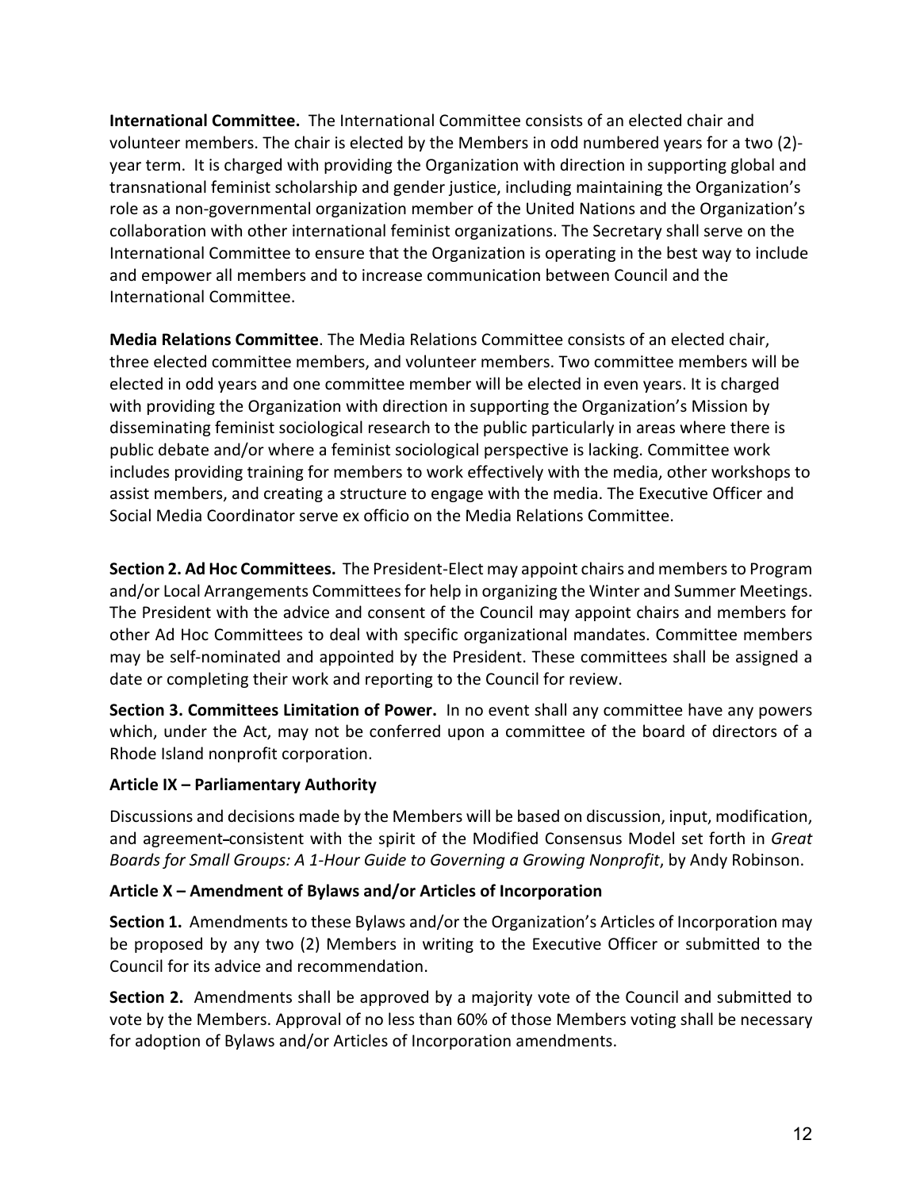**International Committee.** The International Committee consists of an elected chair and volunteer members. The chair is elected by the Members in odd numbered years for a two (2)-year term. It is charged with providing the Organization with direction in supporting global and transnational feminist scholarship and gender justice, including maintaining the Organization's role as a non-governmental organization member of the United Nations and the Organization's collaboration with other international feminist organizations. The Secretary shall serve on the International Committee to ensure that the Organization is operating in the best way to include and empower all members and to increase communication between Council and the International Committee.

**Media Relations Committee**. The Media Relations Committee consists of an elected chair, three elected committee members, and volunteer members. Two committee members will be elected in odd years and one committee member will be elected in even years. It is charged with providing the Organization with direction in supporting the Organization's Mission by disseminating feminist sociological research to the public particularly in areas where there is public debate and/or where a feminist sociological perspective is lacking. Committee work includes providing training for members to work effectively with the media, other workshops to assist members, and creating a structure to engage with the media. The Executive Officer and Social Media Coordinator serve ex officio on the Media Relations Committee.

**Section 2. Ad Hoc Committees.** The President-Elect may appoint chairs and members to Program and/or Local Arrangements Committees for help in organizing the Winter and Summer Meetings. The President with the advice and consent of the Council may appoint chairs and members for other Ad Hoc Committees to deal with specific organizational mandates. Committee members may be self-nominated and appointed by the President. These committees shall be assigned a date or completing their work and reporting to the Council for review.

**Section 3. Committees Limitation of Power.** In no event shall any committee have any powers which, under the Act, may not be conferred upon a committee of the board of directors of a Rhode Island nonprofit corporation.

**Article IX – Parliamentary Authority**

Discussions and decisions made by the Members will be based on discussion, input, modification, and agreement-consistent with the spirit of the Modified Consensus Model set forth in *Great Boards for Small Groups: A 1-Hour Guide to Governing a Growing Nonprofit*, by Andy Robinson.

**Article X – Amendment of Bylaws and/or Articles of Incorporation**

**Section 1.** Amendments to these Bylaws and/or the Organization's Articles of Incorporation may be proposed by any two (2) Members in writing to the Executive Officer or submitted to the Council for its advice and recommendation.

**Section 2.** Amendments shall be approved by a majority vote of the Council and submitted to vote by the Members. Approval of no less than 60% of those Members voting shall be necessary for adoption of Bylaws and/or Articles of Incorporation amendments.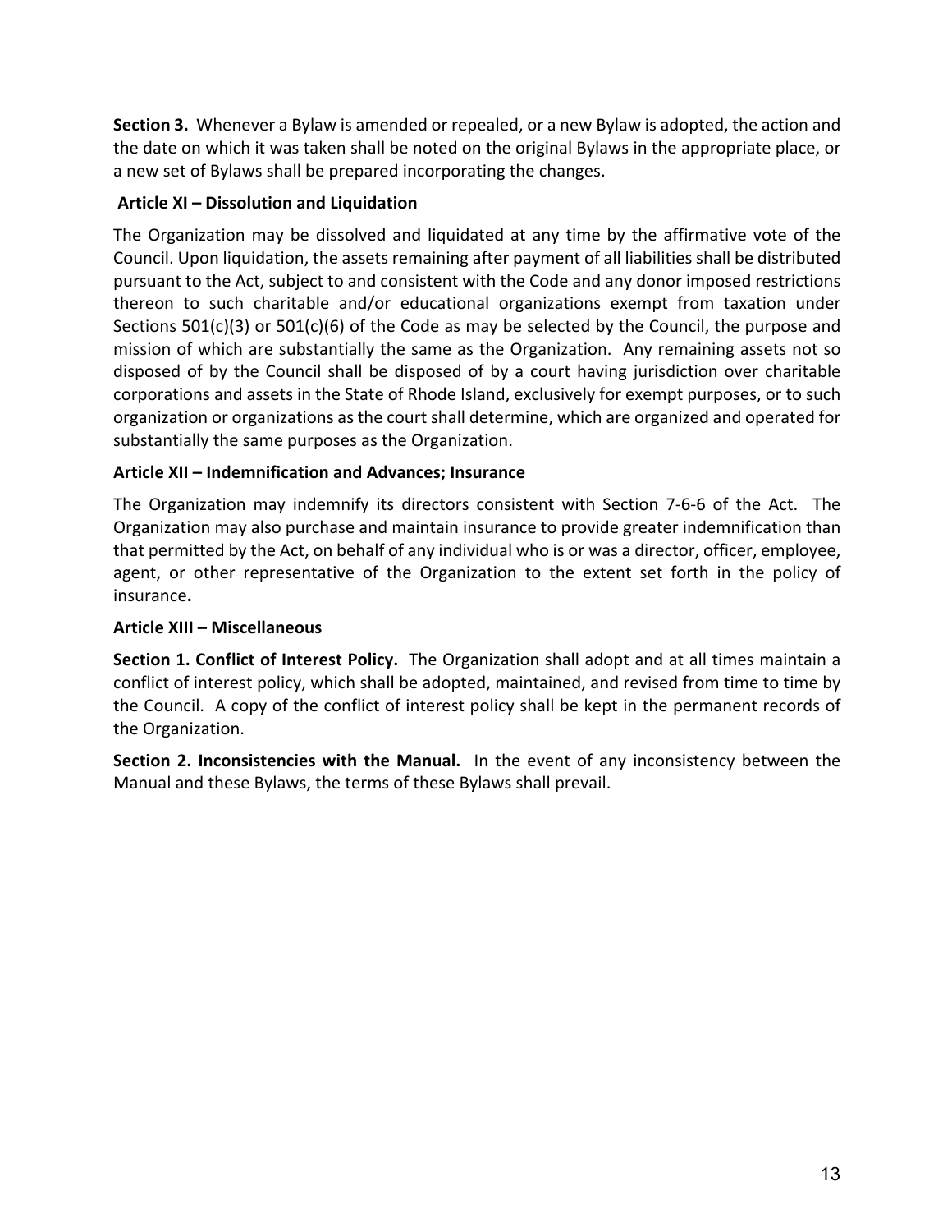**Section 3.** Whenever a Bylaw is amended or repealed, or a new Bylaw is adopted, the action and the date on which it was taken shall be noted on the original Bylaws in the appropriate place, or a new set of Bylaws shall be prepared incorporating the changes.

## Article XI – Dissolution and Liquidation

The Organization may be dissolved and liquidated at any time by the affirmative vote of the Council. Upon liquidation, the assets remaining after payment of all liabilities shall be distributed pursuant to the Act, subject to and consistent with the Code and any donor imposed restrictions thereon to such charitable and/or educational organizations exempt from taxation under Sections 501(c)(3) or 501(c)(6) of the Code as may be selected by the Council, the purpose and mission of which are substantially the same as the Organization. Any remaining assets not so disposed of by the Council shall be disposed of by a court having jurisdiction over charitable corporations and assets in the State of Rhode Island, exclusively for exempt purposes, or to such organization or organizations as the court shall determine, which are organized and operated for substantially the same purposes as the Organization.

## Article XII – Indemnification and Advances; Insurance

The Organization may indemnify its directors consistent with Section 7-6-6 of the Act. The Organization may also purchase and maintain insurance to provide greater indemnification than that permitted by the Act, on behalf of any individual who is or was a director, officer, employee, agent, or other representative of the Organization to the extent set forth in the policy of insurance.

## Article XIII – Miscellaneous

**Section 1. Conflict of Interest Policy.** The Organization shall adopt and at all times maintain a conflict of interest policy, which shall be adopted, maintained, and revised from time to time by the Council. A copy of the conflict of interest policy shall be kept in the permanent records of the Organization.

**Section 2. Inconsistencies with the Manual.** In the event of any inconsistency between the Manual and these Bylaws, the terms of these Bylaws shall prevail.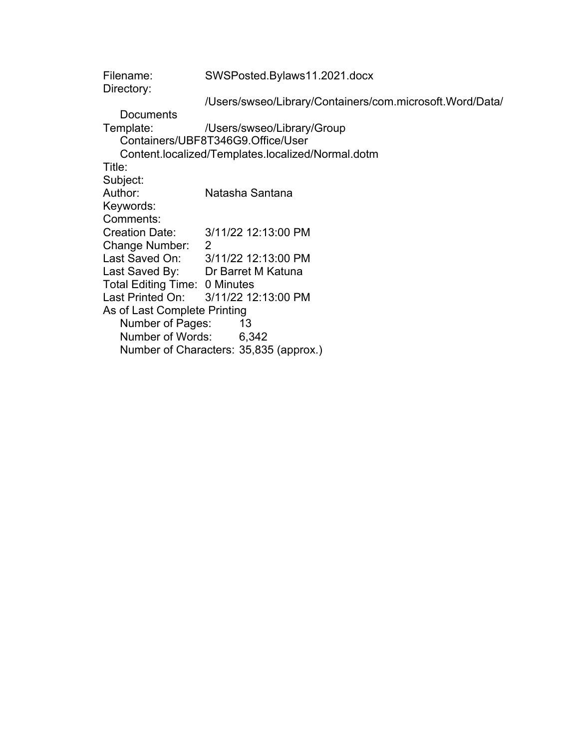Filename: SWSPosted.Bylaws11.2021.docx
Directory: /Users/swseo/Library/Containers/com.microsoft.Word/Data/Documents
Template: /Users/swseo/Library/Group Containers/UBF8T346G9.Office/User Content.localized/Templates.localized/Normal.dotm
Title:
Subject:
Author: Natasha Santana
Keywords:
Comments:
Creation Date: 3/11/22 12:13:00 PM
Change Number: 2
Last Saved On: 3/11/22 12:13:00 PM
Last Saved By: Dr Barret M Katuna
Total Editing Time: 0 Minutes
Last Printed On: 3/11/22 12:13:00 PM
As of Last Complete Printing
Number of Pages: 13
Number of Words: 6,342
Number of Characters: 35,835 (approx.)